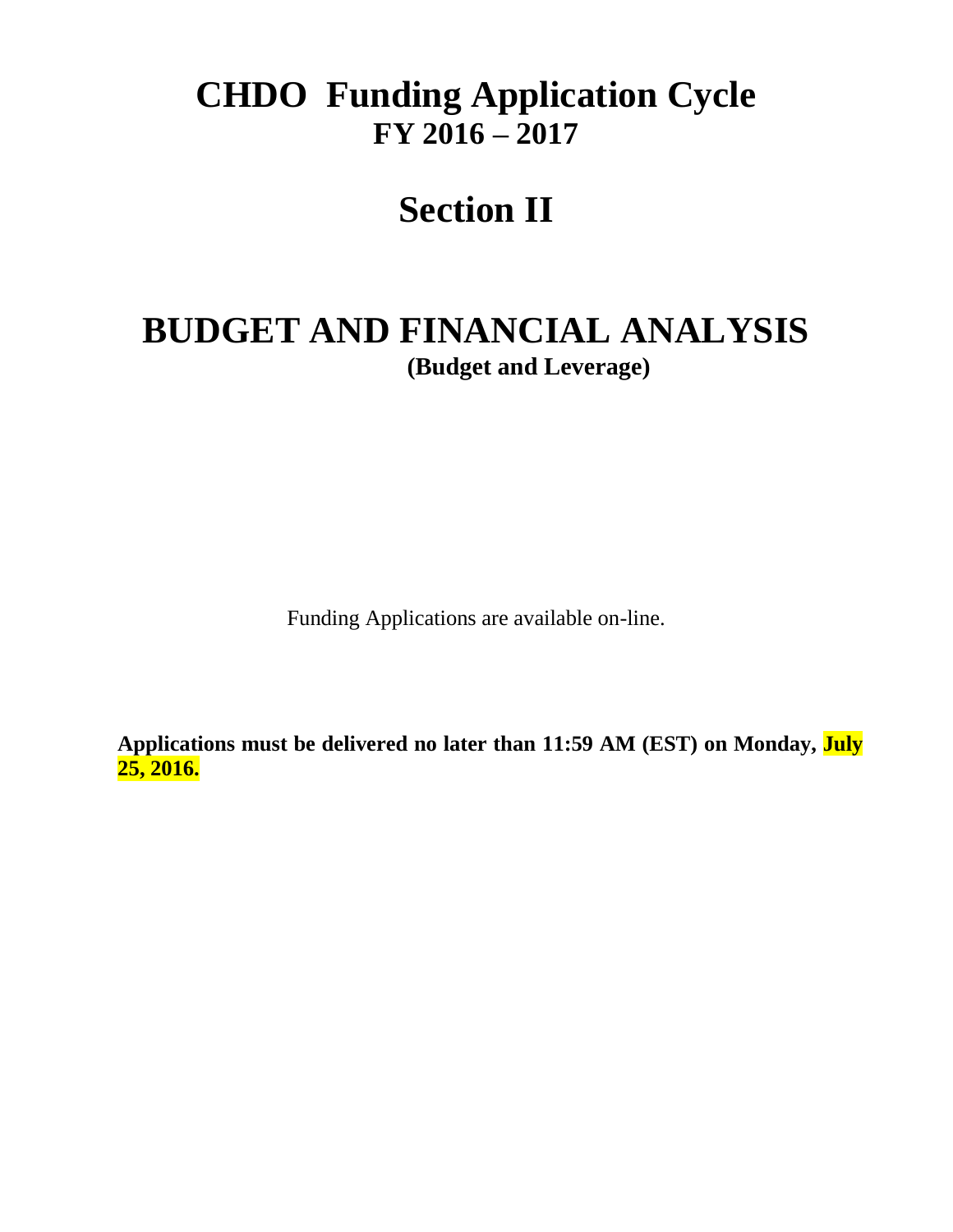# CHDO Funding Application Cycle
## FY 2016 – 2017

# Section II

# BUDGET AND FINANCIAL ANALYSIS
### (Budget and Leverage)

Funding Applications are available on-line.

**Applications must be delivered no later than 11:59 AM (EST) on Monday, July 25, 2016.**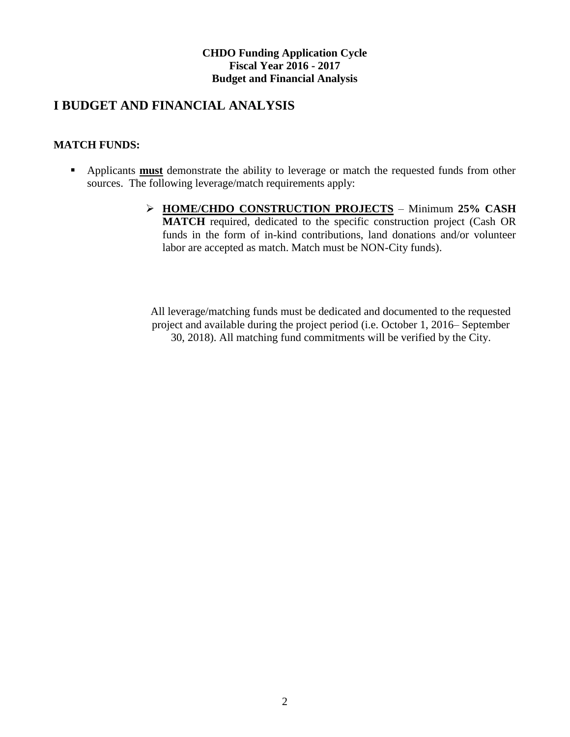**CHDO Funding Application Cycle**
**Fiscal Year 2016 - 2017**
**Budget and Financial Analysis**

# I BUDGET AND FINANCIAL ANALYSIS

**MATCH FUNDS:**

- Applicants **must** demonstrate the ability to leverage or match the requested funds from other sources. The following leverage/match requirements apply:

  - **HOME/CHDO CONSTRUCTION PROJECTS** – Minimum **25% CASH MATCH** required, dedicated to the specific construction project (Cash OR funds in the form of in-kind contributions, land donations and/or volunteer labor are accepted as match. Match must be NON-City funds).

All leverage/matching funds must be dedicated and documented to the requested project and available during the project period (i.e. October 1, 2016– September 30, 2018). All matching fund commitments will be verified by the City.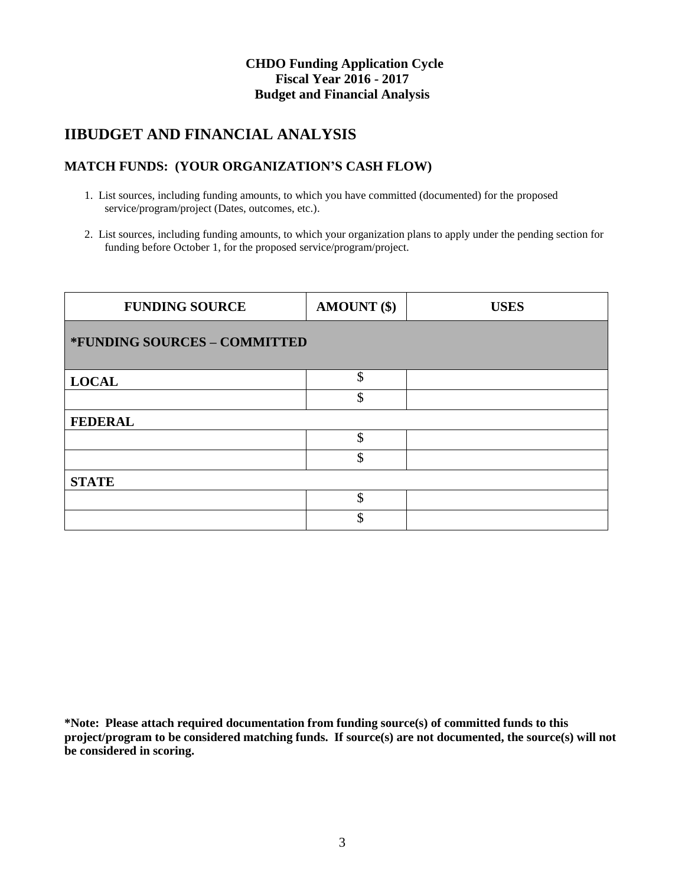**CHDO Funding Application Cycle**
**Fiscal Year 2016 - 2017**
**Budget and Financial Analysis**

## IIBUDGET AND FINANCIAL ANALYSIS

### MATCH FUNDS: (YOUR ORGANIZATION'S CASH FLOW)

1. List sources, including funding amounts, to which you have committed (documented) for the proposed service/program/project (Dates, outcomes, etc.).
2. List sources, including funding amounts, to which your organization plans to apply under the pending section for funding before October 1, for the proposed service/program/project.

| FUNDING SOURCE | AMOUNT ($) | USES |
|---|---|---|
| ***FUNDING SOURCES – COMMITTED** | | |
| **LOCAL** | $ | |
| | $ | |
| **FEDERAL** | | |
| | $ | |
| | $ | |
| **STATE** | | |
| | $ | |
| | $ | |

**\*Note: Please attach required documentation from funding source(s) of committed funds to this project/program to be considered matching funds. If source(s) are not documented, the source(s) will not be considered in scoring.**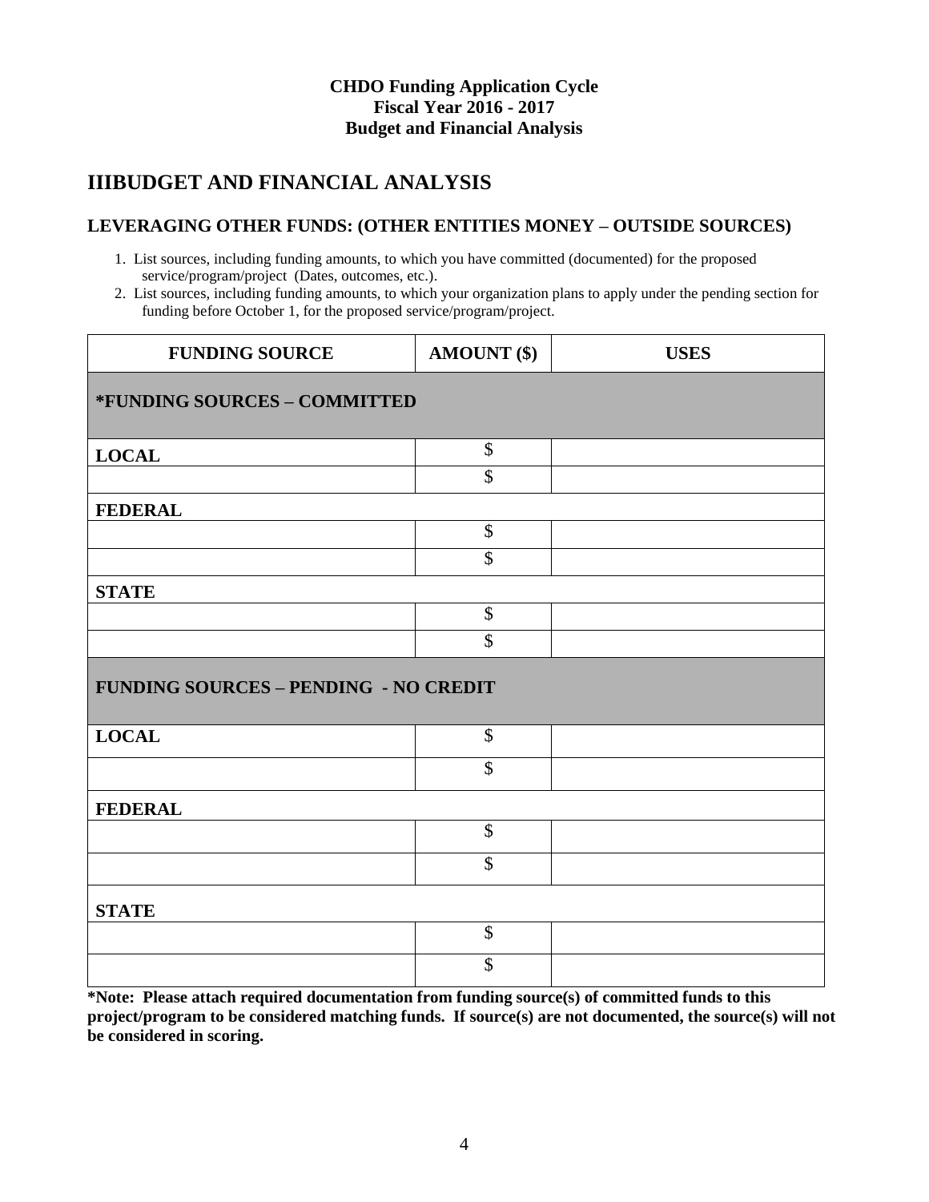**CHDO Funding Application Cycle**
**Fiscal Year 2016 - 2017**
**Budget and Financial Analysis**

# IIIBUDGET AND FINANCIAL ANALYSIS

## LEVERAGING OTHER FUNDS: (OTHER ENTITIES MONEY – OUTSIDE SOURCES)

1. List sources, including funding amounts, to which you have committed (documented) for the proposed service/program/project (Dates, outcomes, etc.).
2. List sources, including funding amounts, to which your organization plans to apply under the pending section for funding before October 1, for the proposed service/program/project.

| FUNDING SOURCE | AMOUNT ($) | USES |
|---|---|---|
| ***FUNDING SOURCES – COMMITTED** | | |
| **LOCAL** | $ | |
| | $ | |
| **FEDERAL** | | |
| | $ | |
| | $ | |
| **STATE** | | |
| | $ | |
| | $ | |
| **FUNDING SOURCES – PENDING - NO CREDIT** | | |
| **LOCAL** | $ | |
| | $ | |
| **FEDERAL** | | |
| | $ | |
| | $ | |
| **STATE** | | |
| | $ | |
| | $ | |

**\*Note: Please attach required documentation from funding source(s) of committed funds to this project/program to be considered matching funds. If source(s) are not documented, the source(s) will not be considered in scoring.**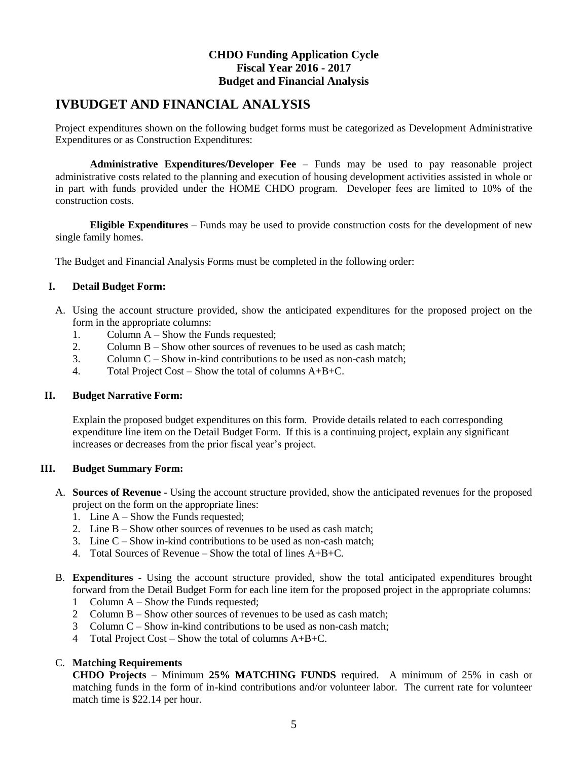**CHDO Funding Application Cycle**
**Fiscal Year 2016 - 2017**
**Budget and Financial Analysis**

# IVBUDGET AND FINANCIAL ANALYSIS

Project expenditures shown on the following budget forms must be categorized as Development Administrative Expenditures or as Construction Expenditures:

**Administrative Expenditures/Developer Fee** – Funds may be used to pay reasonable project administrative costs related to the planning and execution of housing development activities assisted in whole or in part with funds provided under the HOME CHDO program. Developer fees are limited to 10% of the construction costs.

**Eligible Expenditures** – Funds may be used to provide construction costs for the development of new single family homes.

The Budget and Financial Analysis Forms must be completed in the following order:

**I. Detail Budget Form:**

A. Using the account structure provided, show the anticipated expenditures for the proposed project on the form in the appropriate columns:
   1. Column A – Show the Funds requested;
   2. Column B – Show other sources of revenues to be used as cash match;
   3. Column C – Show in-kind contributions to be used as non-cash match;
   4. Total Project Cost – Show the total of columns A+B+C.

**II. Budget Narrative Form:**

Explain the proposed budget expenditures on this form. Provide details related to each corresponding expenditure line item on the Detail Budget Form. If this is a continuing project, explain any significant increases or decreases from the prior fiscal year's project.

**III. Budget Summary Form:**

A. **Sources of Revenue** - Using the account structure provided, show the anticipated revenues for the proposed project on the form on the appropriate lines:
   1. Line A – Show the Funds requested;
   2. Line B – Show other sources of revenues to be used as cash match;
   3. Line C – Show in-kind contributions to be used as non-cash match;
   4. Total Sources of Revenue – Show the total of lines A+B+C.

B. **Expenditures** - Using the account structure provided, show the total anticipated expenditures brought forward from the Detail Budget Form for each line item for the proposed project in the appropriate columns:
   1 Column A – Show the Funds requested;
   2 Column B – Show other sources of revenues to be used as cash match;
   3 Column C – Show in-kind contributions to be used as non-cash match;
   4 Total Project Cost – Show the total of columns A+B+C.

C. **Matching Requirements**
**CHDO Projects** – Minimum **25% MATCHING FUNDS** required. A minimum of 25% in cash or matching funds in the form of in-kind contributions and/or volunteer labor. The current rate for volunteer match time is $22.14 per hour.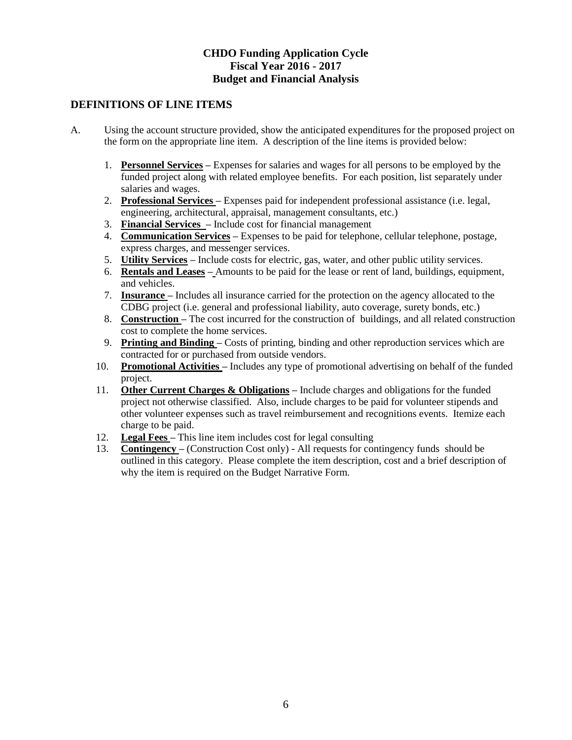**CHDO Funding Application Cycle**
**Fiscal Year 2016 - 2017**
**Budget and Financial Analysis**

## DEFINITIONS OF LINE ITEMS

A. Using the account structure provided, show the anticipated expenditures for the proposed project on the form on the appropriate line item. A description of the line items is provided below:

1. **Personnel Services** – Expenses for salaries and wages for all persons to be employed by the funded project along with related employee benefits. For each position, list separately under salaries and wages.
2. **Professional Services** – Expenses paid for independent professional assistance (i.e. legal, engineering, architectural, appraisal, management consultants, etc.)
3. **Financial Services** – Include cost for financial management
4. **Communication Services** – Expenses to be paid for telephone, cellular telephone, postage, express charges, and messenger services.
5. **Utility Services** – Include costs for electric, gas, water, and other public utility services.
6. **Rentals and Leases** – Amounts to be paid for the lease or rent of land, buildings, equipment, and vehicles.
7. **Insurance** – Includes all insurance carried for the protection on the agency allocated to the CDBG project (i.e. general and professional liability, auto coverage, surety bonds, etc.)
8. **Construction** – The cost incurred for the construction of buildings, and all related construction cost to complete the home services.
9. **Printing and Binding** – Costs of printing, binding and other reproduction services which are contracted for or purchased from outside vendors.
10. **Promotional Activities** – Includes any type of promotional advertising on behalf of the funded project.
11. **Other Current Charges & Obligations** – Include charges and obligations for the funded project not otherwise classified. Also, include charges to be paid for volunteer stipends and other volunteer expenses such as travel reimbursement and recognitions events. Itemize each charge to be paid.
12. **Legal Fees** – This line item includes cost for legal consulting
13. **Contingency** – (Construction Cost only) - All requests for contingency funds should be outlined in this category. Please complete the item description, cost and a brief description of why the item is required on the Budget Narrative Form.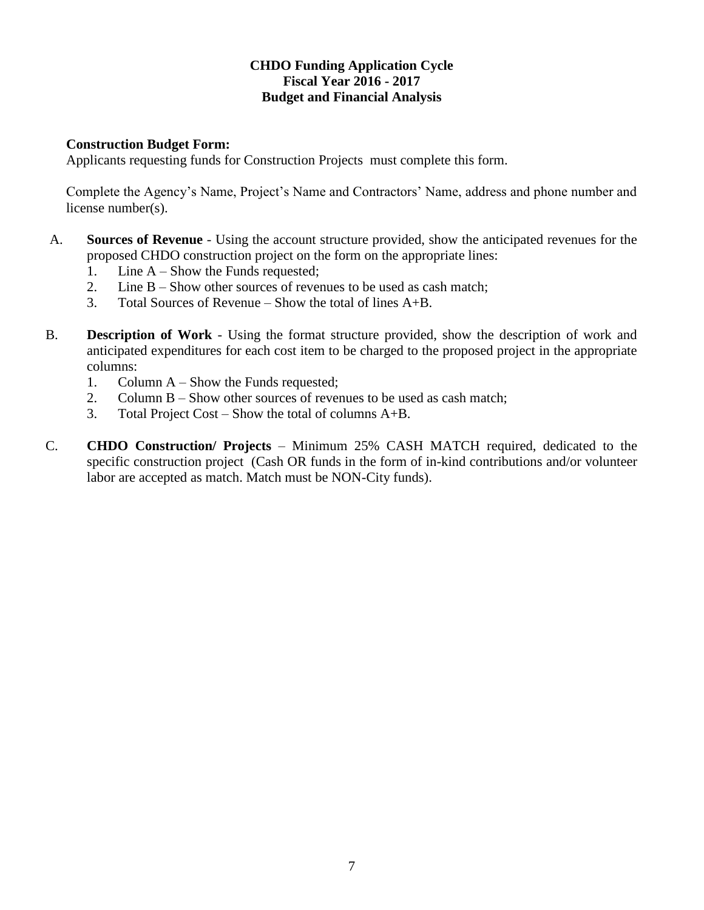**CHDO Funding Application Cycle**
**Fiscal Year 2016 - 2017**
**Budget and Financial Analysis**

**Construction Budget Form:**
Applicants requesting funds for Construction Projects must complete this form.

Complete the Agency's Name, Project's Name and Contractors' Name, address and phone number and license number(s).

A. **Sources of Revenue** - Using the account structure provided, show the anticipated revenues for the proposed CHDO construction project on the form on the appropriate lines:
   1. Line A – Show the Funds requested;
   2. Line B – Show other sources of revenues to be used as cash match;
   3. Total Sources of Revenue – Show the total of lines A+B.

B. **Description of Work** - Using the format structure provided, show the description of work and anticipated expenditures for each cost item to be charged to the proposed project in the appropriate columns:
   1. Column A – Show the Funds requested;
   2. Column B – Show other sources of revenues to be used as cash match;
   3. Total Project Cost – Show the total of columns A+B.

C. **CHDO Construction/ Projects** – Minimum 25% CASH MATCH required, dedicated to the specific construction project (Cash OR funds in the form of in-kind contributions and/or volunteer labor are accepted as match. Match must be NON-City funds).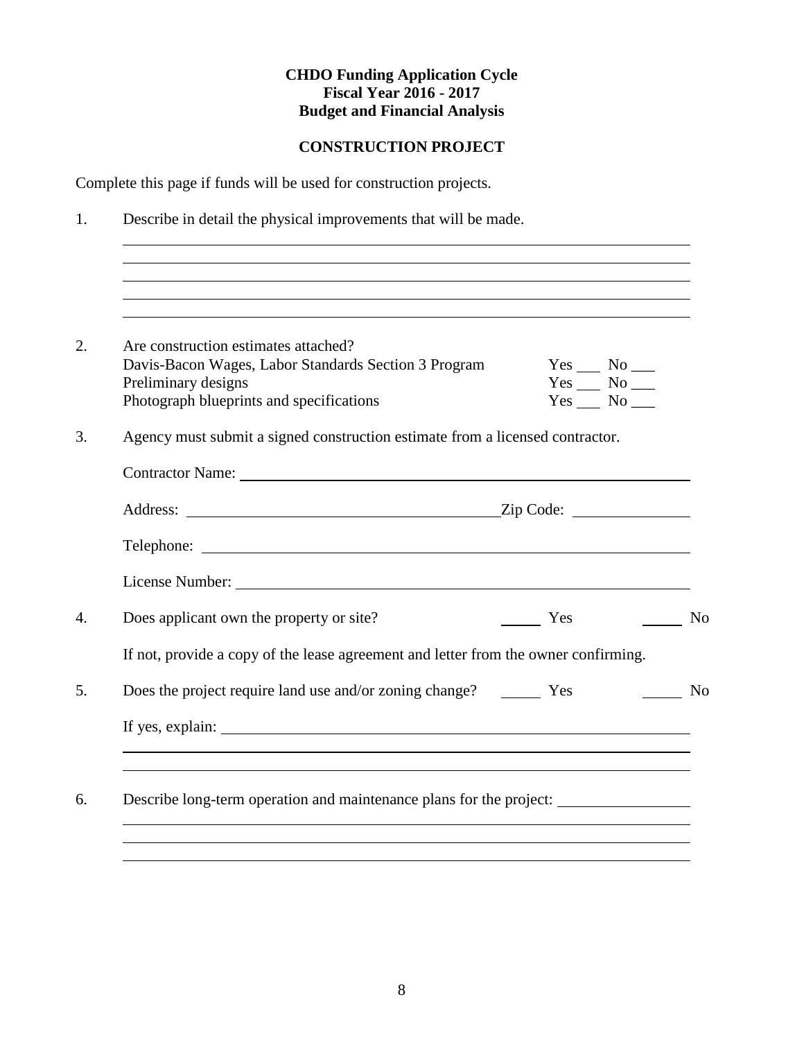**CHDO Funding Application Cycle**
**Fiscal Year 2016 - 2017**
**Budget and Financial Analysis**

**CONSTRUCTION PROJECT**

Complete this page if funds will be used for construction projects.

1. Describe in detail the physical improvements that will be made.

   ______________________________________________________________________
   ______________________________________________________________________
   ______________________________________________________________________
   ______________________________________________________________________
   ______________________________________________________________________

2. Are construction estimates attached?
   Davis-Bacon Wages, Labor Standards Section 3 Program    Yes ___ No ___
   Preliminary designs    Yes ___ No ___
   Photograph blueprints and specifications    Yes ___ No ___

3. Agency must submit a signed construction estimate from a licensed contractor.

   Contractor Name: ______________________________________________

   Address: ______________________________ Zip Code: ______________

   Telephone: ____________________________________________________

   License Number: ________________________________________________

4. Does applicant own the property or site?    _____ Yes    _____ No

   If not, provide a copy of the lease agreement and letter from the owner confirming.

5. Does the project require land use and/or zoning change?    _____ Yes    _____ No

   If yes, explain: ________________________________________________
   ______________________________________________________________________
   ______________________________________________________________________

6. Describe long-term operation and maintenance plans for the project: ______________
   ______________________________________________________________________
   ______________________________________________________________________
   ______________________________________________________________________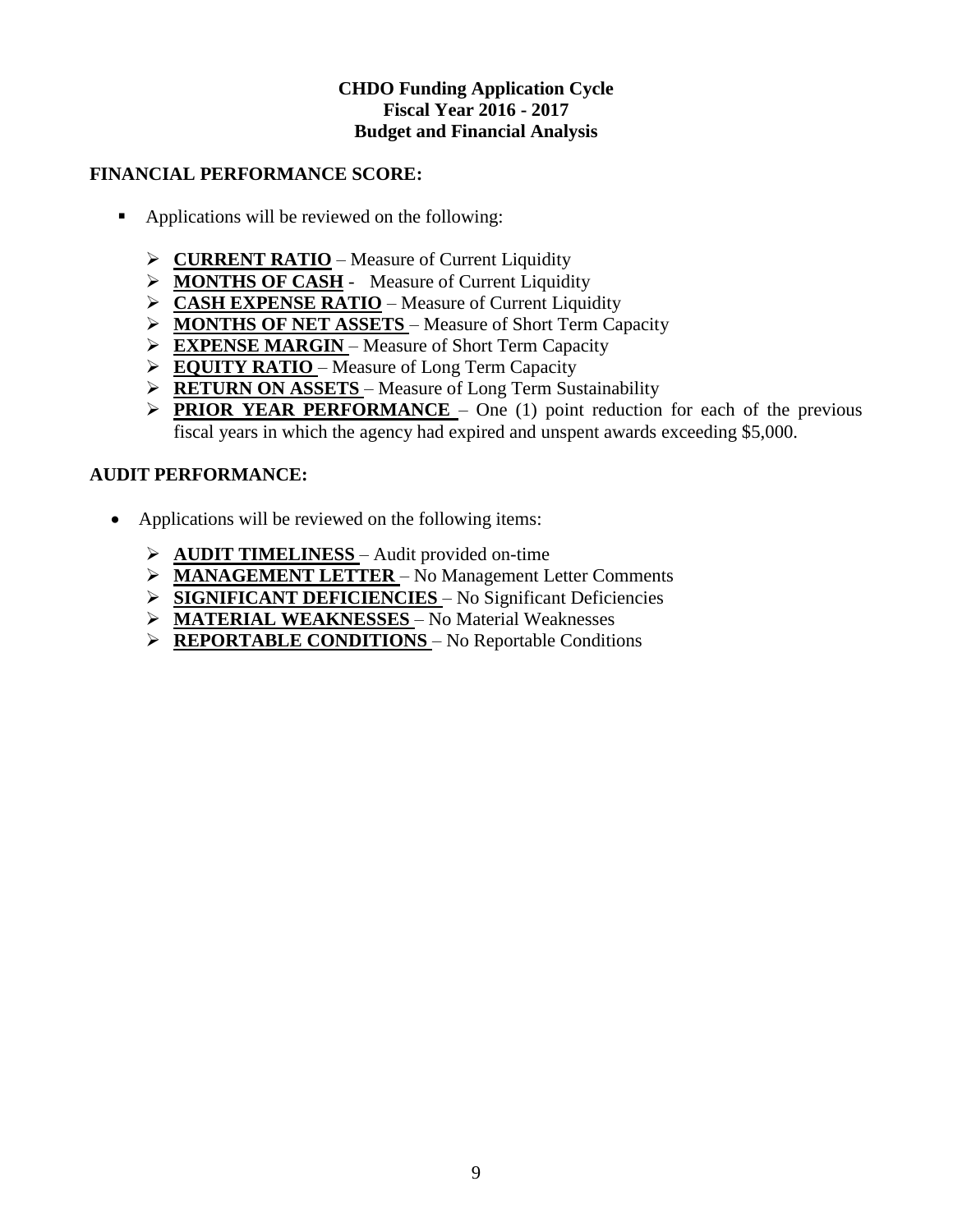**CHDO Funding Application Cycle**
**Fiscal Year 2016 - 2017**
**Budget and Financial Analysis**

## FINANCIAL PERFORMANCE SCORE:

- Applications will be reviewed on the following:
  - **CURRENT RATIO** – Measure of Current Liquidity
  - **MONTHS OF CASH** - Measure of Current Liquidity
  - **CASH EXPENSE RATIO** – Measure of Current Liquidity
  - **MONTHS OF NET ASSETS** – Measure of Short Term Capacity
  - **EXPENSE MARGIN** – Measure of Short Term Capacity
  - **EQUITY RATIO** – Measure of Long Term Capacity
  - **RETURN ON ASSETS** – Measure of Long Term Sustainability
  - **PRIOR YEAR PERFORMANCE** – One (1) point reduction for each of the previous fiscal years in which the agency had expired and unspent awards exceeding $5,000.

## AUDIT PERFORMANCE:

- Applications will be reviewed on the following items:
  - **AUDIT TIMELINESS** – Audit provided on-time
  - **MANAGEMENT LETTER** – No Management Letter Comments
  - **SIGNIFICANT DEFICIENCIES** – No Significant Deficiencies
  - **MATERIAL WEAKNESSES** – No Material Weaknesses
  - **REPORTABLE CONDITIONS** – No Reportable Conditions